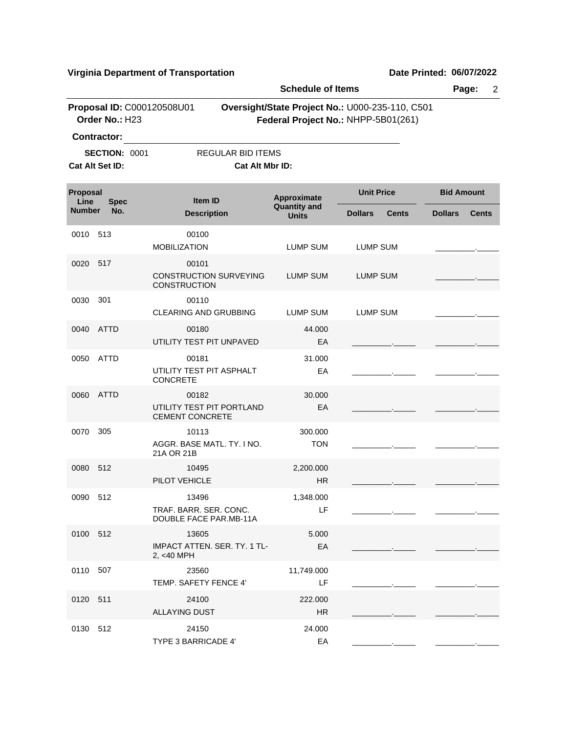**Virginia Department of Transportation**

**Date Printed: 06/07/2022**

**Schedule of Items**

**Proposal ID:** C000120508U01
**Order No.:** H23

**Oversight/State Project No.:** U000-235-110, C501
**Federal Project No.:** NHPP-5B01(261)

**Contractor:** ______________________________

**SECTION:** 0001 REGULAR BID ITEMS

**Cat Alt Set ID:** **Cat Alt Mbr ID:**

| Proposal Line Number | Spec No. | Item ID / Description | Approximate Quantity and Units | Unit Price Dollars | Unit Price Cents | Bid Amount Dollars | Bid Amount Cents |
|---|---|---|---|---|---|---|---|
| 0010 | 513 | 00100 MOBILIZATION | LUMP SUM | LUMP SUM | | _________ | _____ |
| 0020 | 517 | 00101 CONSTRUCTION SURVEYING CONSTRUCTION | LUMP SUM | LUMP SUM | | _________ | _____ |
| 0030 | 301 | 00110 CLEARING AND GRUBBING | LUMP SUM | LUMP SUM | | _________ | _____ |
| 0040 | ATTD | 00180 UTILITY TEST PIT UNPAVED | 44.000 EA | _________ | _____ | _________ | _____ |
| 0050 | ATTD | 00181 UTILITY TEST PIT ASPHALT CONCRETE | 31.000 EA | _________ | _____ | _________ | _____ |
| 0060 | ATTD | 00182 UTILITY TEST PIT PORTLAND CEMENT CONCRETE | 30.000 EA | _________ | _____ | _________ | _____ |
| 0070 | 305 | 10113 AGGR. BASE MATL. TY. I NO. 21A OR 21B | 300.000 TON | _________ | _____ | _________ | _____ |
| 0080 | 512 | 10495 PILOT VEHICLE | 2,200.000 HR | _________ | _____ | _________ | _____ |
| 0090 | 512 | 13496 TRAF. BARR. SER. CONC. DOUBLE FACE PAR.MB-11A | 1,348.000 LF | _________ | _____ | _________ | _____ |
| 0100 | 512 | 13605 IMPACT ATTEN. SER. TY. 1 TL-2, <40 MPH | 5.000 EA | _________ | _____ | _________ | _____ |
| 0110 | 507 | 23560 TEMP. SAFETY FENCE 4' | 11,749.000 LF | _________ | _____ | _________ | _____ |
| 0120 | 511 | 24100 ALLAYING DUST | 222.000 HR | _________ | _____ | _________ | _____ |
| 0130 | 512 | 24150 TYPE 3 BARRICADE 4' | 24.000 EA | _________ | _____ | _________ | _____ |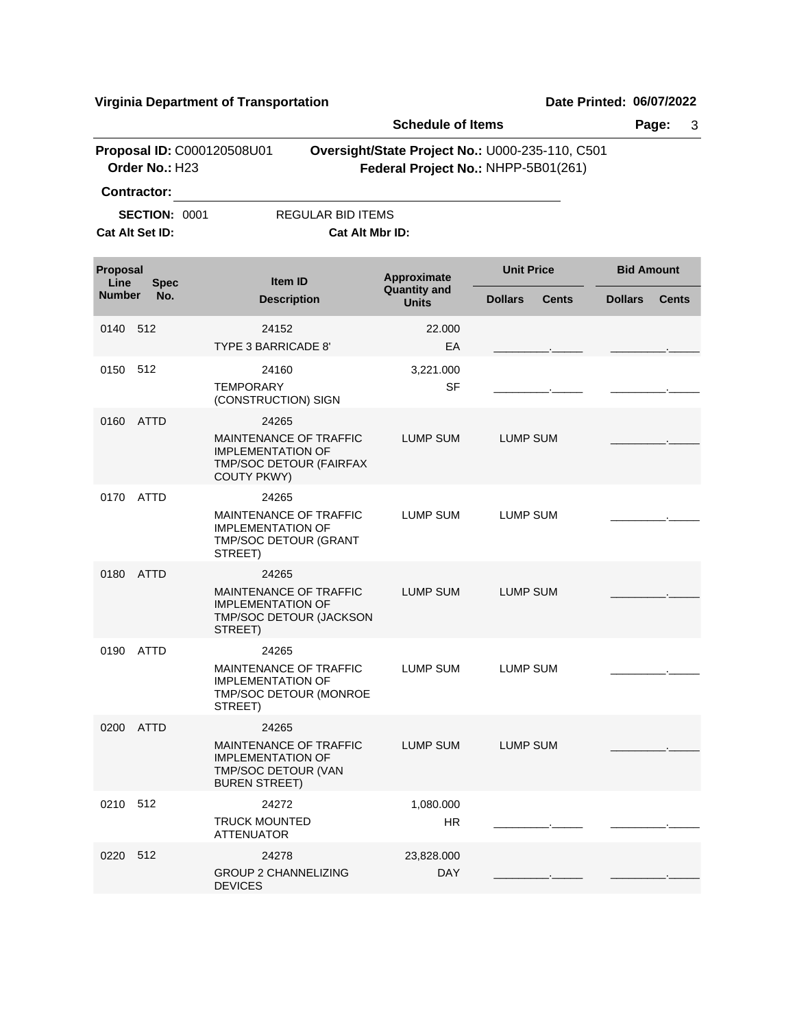**Virginia Department of Transportation** | **Date Printed: 06/07/2022**

**Schedule of Items**

**Proposal ID:** C000120508U01 **Oversight/State Project No.:** U000-235-110, C501
**Order No.:** H23 **Federal Project No.:** NHPP-5B01(261)

**Contractor:** ____________________

**SECTION:** 0001 REGULAR BID ITEMS

**Cat Alt Set ID:** **Cat Alt Mbr ID:**

| Proposal Line Number | Spec No. | Item ID / Description | Approximate Quantity and Units | Unit Price Dollars | Unit Price Cents | Bid Amount Dollars | Bid Amount Cents |
|---|---|---|---|---|---|---|---|
| 0140 | 512 | 24152<br>TYPE 3 BARRICADE 8' | 22.000<br>EA | _________ | _____ | _________ | _____ |
| 0150 | 512 | 24160<br>TEMPORARY (CONSTRUCTION) SIGN | 3,221.000<br>SF | _________ | _____ | _________ | _____ |
| 0160 | ATTD | 24265<br>MAINTENANCE OF TRAFFIC IMPLEMENTATION OF TMP/SOC DETOUR (FAIRFAX COUTY PKWY) | LUMP SUM | LUMP SUM | | _________ | _____ |
| 0170 | ATTD | 24265<br>MAINTENANCE OF TRAFFIC IMPLEMENTATION OF TMP/SOC DETOUR (GRANT STREET) | LUMP SUM | LUMP SUM | | _________ | _____ |
| 0180 | ATTD | 24265<br>MAINTENANCE OF TRAFFIC IMPLEMENTATION OF TMP/SOC DETOUR (JACKSON STREET) | LUMP SUM | LUMP SUM | | _________ | _____ |
| 0190 | ATTD | 24265<br>MAINTENANCE OF TRAFFIC IMPLEMENTATION OF TMP/SOC DETOUR (MONROE STREET) | LUMP SUM | LUMP SUM | | _________ | _____ |
| 0200 | ATTD | 24265<br>MAINTENANCE OF TRAFFIC IMPLEMENTATION OF TMP/SOC DETOUR (VAN BUREN STREET) | LUMP SUM | LUMP SUM | | _________ | _____ |
| 0210 | 512 | 24272<br>TRUCK MOUNTED ATTENUATOR | 1,080.000<br>HR | _________ | _____ | _________ | _____ |
| 0220 | 512 | 24278<br>GROUP 2 CHANNELIZING DEVICES | 23,828.000<br>DAY | _________ | _____ | _________ | _____ |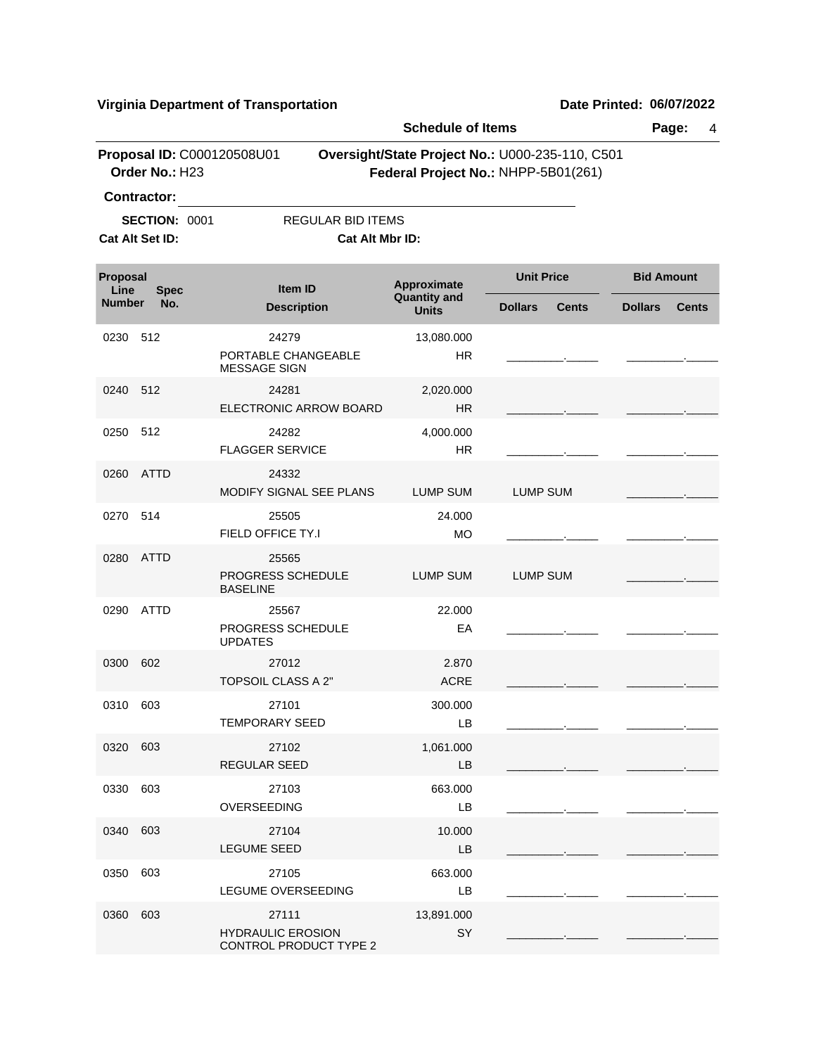**Virginia Department of Transportation** **Date Printed: 06/07/2022**

**Schedule of Items**

**Proposal ID:** C000120508U01 **Oversight/State Project No.:** U000-235-110, C501
**Order No.:** H23 **Federal Project No.:** NHPP-5B01(261)

**Contractor:** ______________________________

**SECTION:** 0001 REGULAR BID ITEMS

**Cat Alt Set ID:** **Cat Alt Mbr ID:**

| Proposal Line Number | Spec No. | Item ID / Description | Approximate Quantity and Units | Unit Price Dollars | Unit Price Cents | Bid Amount Dollars | Bid Amount Cents |
|---|---|---|---|---|---|---|---|
| 0230 | 512 | 24279 PORTABLE CHANGEABLE MESSAGE SIGN | 13,080.000 HR | ________ | _____ | ________ | _____ |
| 0240 | 512 | 24281 ELECTRONIC ARROW BOARD | 2,020.000 HR | ________ | _____ | ________ | _____ |
| 0250 | 512 | 24282 FLAGGER SERVICE | 4,000.000 HR | ________ | _____ | ________ | _____ |
| 0260 | ATTD | 24332 MODIFY SIGNAL SEE PLANS | LUMP SUM | LUMP SUM | | ________ | _____ |
| 0270 | 514 | 25505 FIELD OFFICE TY.I | 24.000 MO | ________ | _____ | ________ | _____ |
| 0280 | ATTD | 25565 PROGRESS SCHEDULE BASELINE | LUMP SUM | LUMP SUM | | ________ | _____ |
| 0290 | ATTD | 25567 PROGRESS SCHEDULE UPDATES | 22.000 EA | ________ | _____ | ________ | _____ |
| 0300 | 602 | 27012 TOPSOIL CLASS A 2" | 2.870 ACRE | ________ | _____ | ________ | _____ |
| 0310 | 603 | 27101 TEMPORARY SEED | 300.000 LB | ________ | _____ | ________ | _____ |
| 0320 | 603 | 27102 REGULAR SEED | 1,061.000 LB | ________ | _____ | ________ | _____ |
| 0330 | 603 | 27103 OVERSEEDING | 663.000 LB | ________ | _____ | ________ | _____ |
| 0340 | 603 | 27104 LEGUME SEED | 10.000 LB | ________ | _____ | ________ | _____ |
| 0350 | 603 | 27105 LEGUME OVERSEEDING | 663.000 LB | ________ | _____ | ________ | _____ |
| 0360 | 603 | 27111 HYDRAULIC EROSION CONTROL PRODUCT TYPE 2 | 13,891.000 SY | ________ | _____ | ________ | _____ |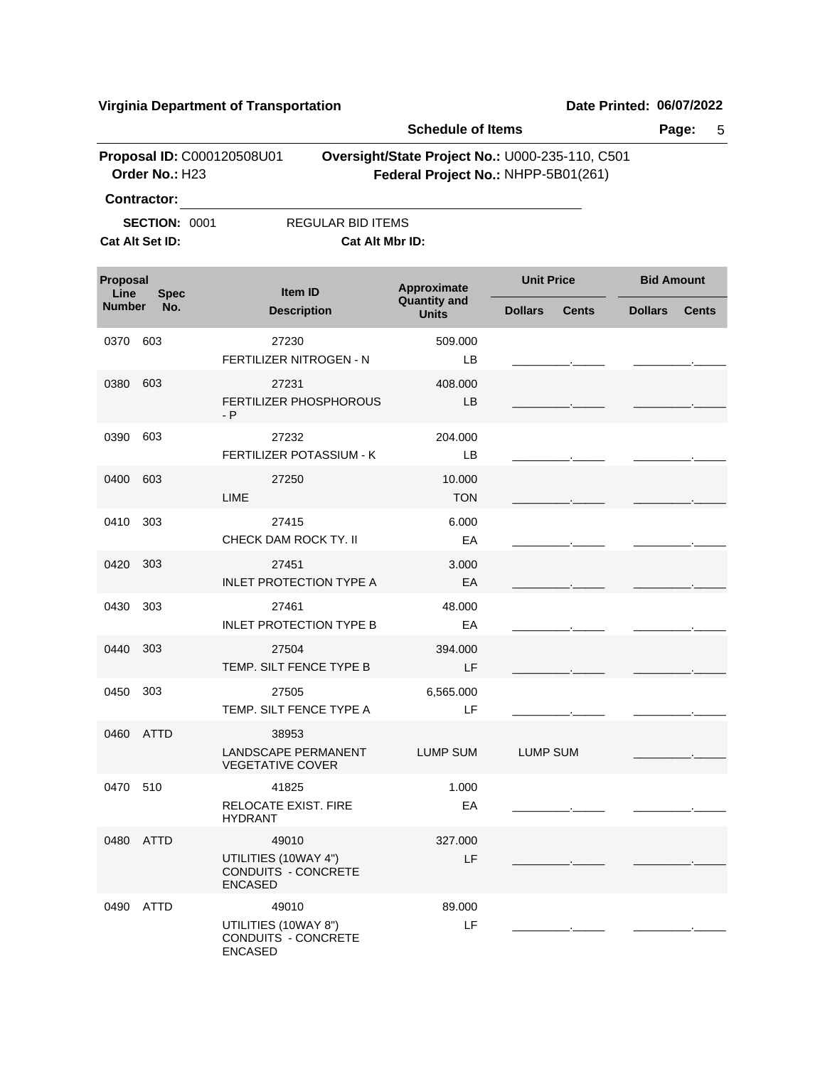**Virginia Department of Transportation** **Date Printed: 06/07/2022**

**Schedule of Items**

**Proposal ID:** C000120508U01 **Oversight/State Project No.:** U000-235-110, C501
**Order No.:** H23 **Federal Project No.:** NHPP-5B01(261)

**Contractor:** ______________________________

**SECTION:** 0001 REGULAR BID ITEMS

**Cat Alt Set ID:** **Cat Alt Mbr ID:**

| Proposal Line Number | Spec No. | Item ID / Description | Approximate Quantity and Units | Unit Price Dollars | Unit Price Cents | Bid Amount Dollars | Bid Amount Cents |
|---|---|---|---|---|---|---|---|
| 0370 | 603 | 27230 FERTILIZER NITROGEN - N | 509.000 LB | ________ | _____ | ________ | _____ |
| 0380 | 603 | 27231 FERTILIZER PHOSPHOROUS - P | 408.000 LB | ________ | _____ | ________ | _____ |
| 0390 | 603 | 27232 FERTILIZER POTASSIUM - K | 204.000 LB | ________ | _____ | ________ | _____ |
| 0400 | 603 | 27250 LIME | 10.000 TON | ________ | _____ | ________ | _____ |
| 0410 | 303 | 27415 CHECK DAM ROCK TY. II | 6.000 EA | ________ | _____ | ________ | _____ |
| 0420 | 303 | 27451 INLET PROTECTION TYPE A | 3.000 EA | ________ | _____ | ________ | _____ |
| 0430 | 303 | 27461 INLET PROTECTION TYPE B | 48.000 EA | ________ | _____ | ________ | _____ |
| 0440 | 303 | 27504 TEMP. SILT FENCE TYPE B | 394.000 LF | ________ | _____ | ________ | _____ |
| 0450 | 303 | 27505 TEMP. SILT FENCE TYPE A | 6,565.000 LF | ________ | _____ | ________ | _____ |
| 0460 | ATTD | 38953 LANDSCAPE PERMANENT VEGETATIVE COVER | LUMP SUM | LUMP SUM | | ________ | _____ |
| 0470 | 510 | 41825 RELOCATE EXIST. FIRE HYDRANT | 1.000 EA | ________ | _____ | ________ | _____ |
| 0480 | ATTD | 49010 UTILITIES (10WAY 4") CONDUITS - CONCRETE ENCASED | 327.000 LF | ________ | _____ | ________ | _____ |
| 0490 | ATTD | 49010 UTILITIES (10WAY 8") CONDUITS - CONCRETE ENCASED | 89.000 LF | ________ | _____ | ________ | _____ |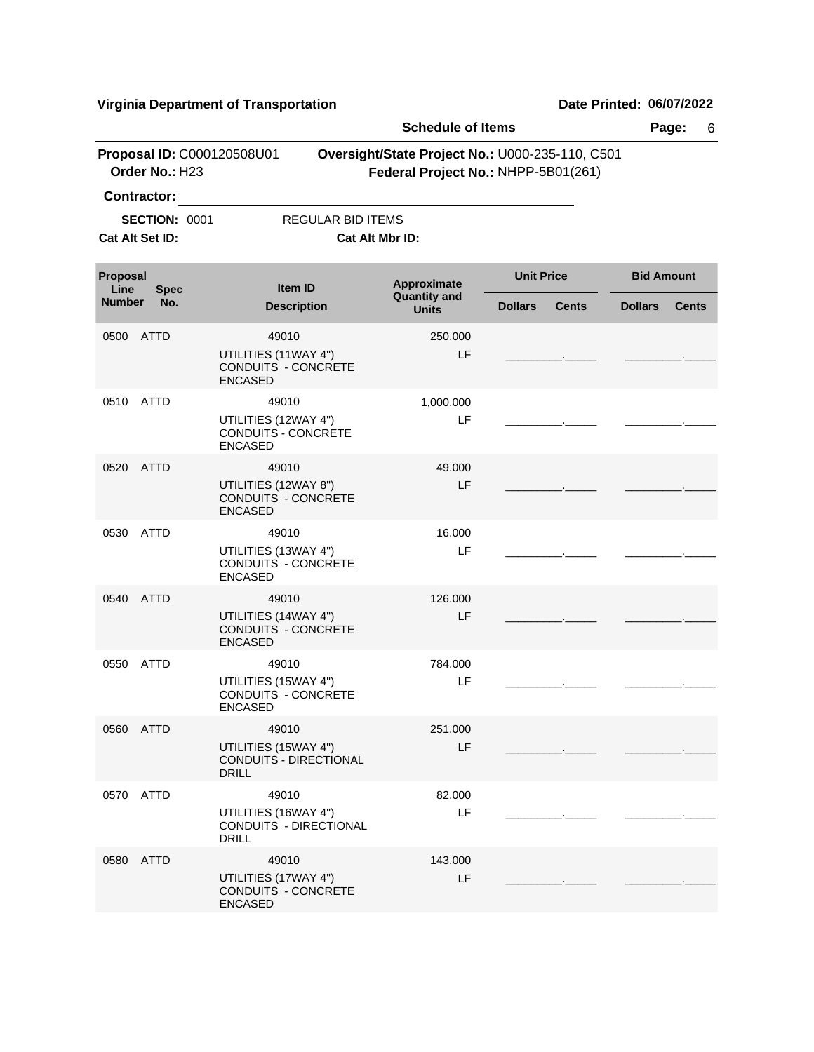**Virginia Department of Transportation** | **Date Printed: 06/07/2022**

**Schedule of Items**

**Proposal ID:** C000120508U01 **Oversight/State Project No.:** U000-235-110, C501
**Order No.:** H23 **Federal Project No.:** NHPP-5B01(261)

**Contractor:** ______________________________

**SECTION:** 0001 REGULAR BID ITEMS
**Cat Alt Set ID:** **Cat Alt Mbr ID:**

| Proposal Line Number | Spec No. | Item ID / Description | Approximate Quantity and Units | Unit Price Dollars | Unit Price Cents | Bid Amount Dollars | Bid Amount Cents |
|---|---|---|---|---|---|---|---|
| 0500 | ATTD | 49010 UTILITIES (11WAY 4") CONDUITS - CONCRETE ENCASED | 250.000 LF | ________ | _____ | ________ | _____ |
| 0510 | ATTD | 49010 UTILITIES (12WAY 4") CONDUITS - CONCRETE ENCASED | 1,000.000 LF | ________ | _____ | ________ | _____ |
| 0520 | ATTD | 49010 UTILITIES (12WAY 8") CONDUITS - CONCRETE ENCASED | 49.000 LF | ________ | _____ | ________ | _____ |
| 0530 | ATTD | 49010 UTILITIES (13WAY 4") CONDUITS - CONCRETE ENCASED | 16.000 LF | ________ | _____ | ________ | _____ |
| 0540 | ATTD | 49010 UTILITIES (14WAY 4") CONDUITS - CONCRETE ENCASED | 126.000 LF | ________ | _____ | ________ | _____ |
| 0550 | ATTD | 49010 UTILITIES (15WAY 4") CONDUITS - CONCRETE ENCASED | 784.000 LF | ________ | _____ | ________ | _____ |
| 0560 | ATTD | 49010 UTILITIES (15WAY 4") CONDUITS - DIRECTIONAL DRILL | 251.000 LF | ________ | _____ | ________ | _____ |
| 0570 | ATTD | 49010 UTILITIES (16WAY 4") CONDUITS - DIRECTIONAL DRILL | 82.000 LF | ________ | _____ | ________ | _____ |
| 0580 | ATTD | 49010 UTILITIES (17WAY 4") CONDUITS - CONCRETE ENCASED | 143.000 LF | ________ | _____ | ________ | _____ |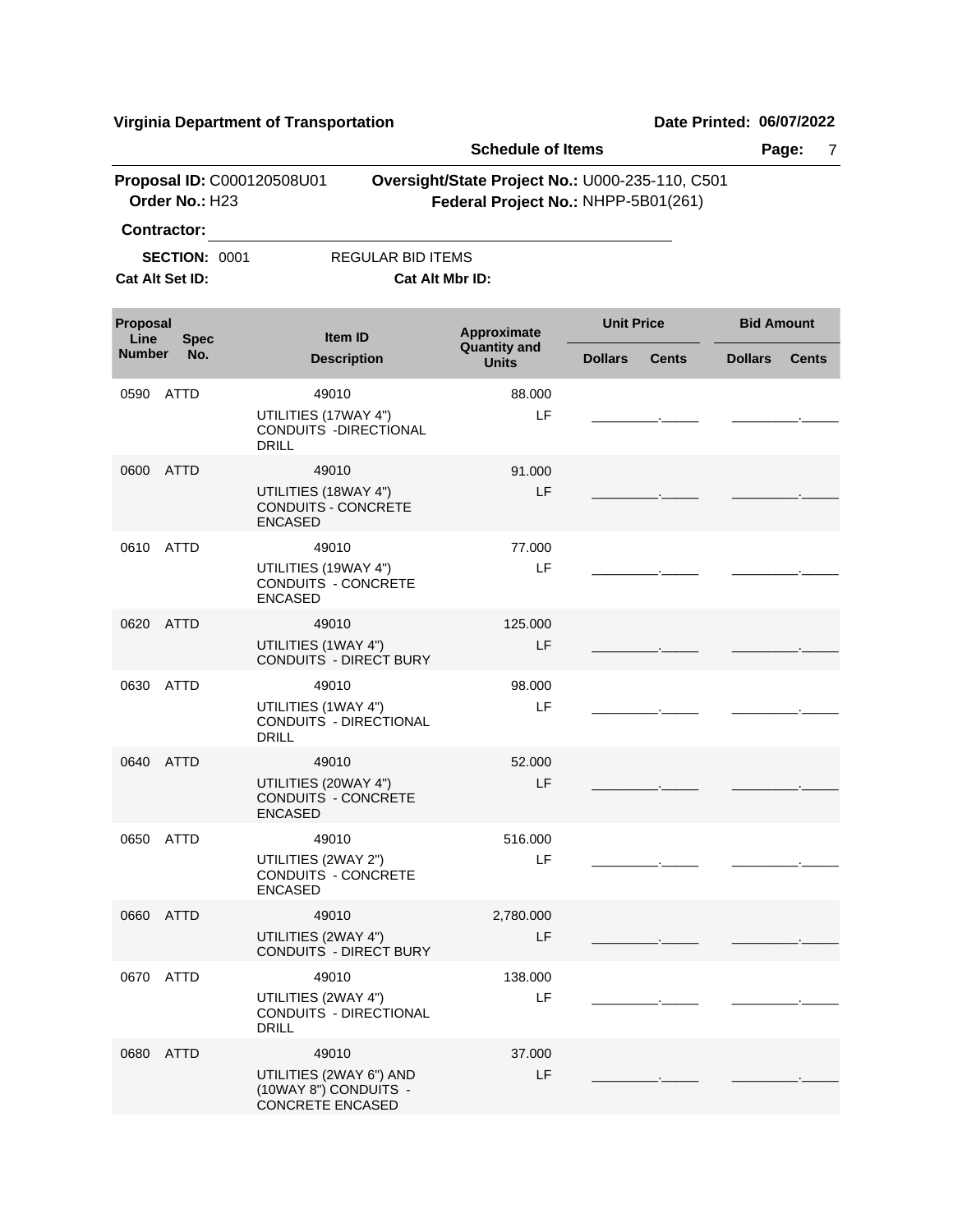**Virginia Department of Transportation** — **Date Printed: 06/07/2022**

**Schedule of Items**

**Proposal ID:** C000120508U01 **Oversight/State Project No.:** U000-235-110, C501
**Order No.:** H23 **Federal Project No.:** NHPP-5B01(261)

**Contractor:** ______________________________

**SECTION:** 0001 REGULAR BID ITEMS

**Cat Alt Set ID:** **Cat Alt Mbr ID:**

| Proposal Line Number | Spec No. | Item ID / Description | Approximate Quantity and Units | Unit Price Dollars | Unit Price Cents | Bid Amount Dollars | Bid Amount Cents |
|---|---|---|---|---|---|---|---|
| 0590 | ATTD | 49010<br>UTILITIES (17WAY 4") CONDUITS -DIRECTIONAL DRILL | 88.000<br>LF | ________ | _____ | ________ | _____ |
| 0600 | ATTD | 49010<br>UTILITIES (18WAY 4") CONDUITS - CONCRETE ENCASED | 91.000<br>LF | ________ | _____ | ________ | _____ |
| 0610 | ATTD | 49010<br>UTILITIES (19WAY 4") CONDUITS - CONCRETE ENCASED | 77.000<br>LF | ________ | _____ | ________ | _____ |
| 0620 | ATTD | 49010<br>UTILITIES (1WAY 4") CONDUITS - DIRECT BURY | 125.000<br>LF | ________ | _____ | ________ | _____ |
| 0630 | ATTD | 49010<br>UTILITIES (1WAY 4") CONDUITS - DIRECTIONAL DRILL | 98.000<br>LF | ________ | _____ | ________ | _____ |
| 0640 | ATTD | 49010<br>UTILITIES (20WAY 4") CONDUITS - CONCRETE ENCASED | 52.000<br>LF | ________ | _____ | ________ | _____ |
| 0650 | ATTD | 49010<br>UTILITIES (2WAY 2") CONDUITS - CONCRETE ENCASED | 516.000<br>LF | ________ | _____ | ________ | _____ |
| 0660 | ATTD | 49010<br>UTILITIES (2WAY 4") CONDUITS - DIRECT BURY | 2,780.000<br>LF | ________ | _____ | ________ | _____ |
| 0670 | ATTD | 49010<br>UTILITIES (2WAY 4") CONDUITS - DIRECTIONAL DRILL | 138.000<br>LF | ________ | _____ | ________ | _____ |
| 0680 | ATTD | 49010<br>UTILITIES (2WAY 6") AND (10WAY 8") CONDUITS - CONCRETE ENCASED | 37.000<br>LF | ________ | _____ | ________ | _____ |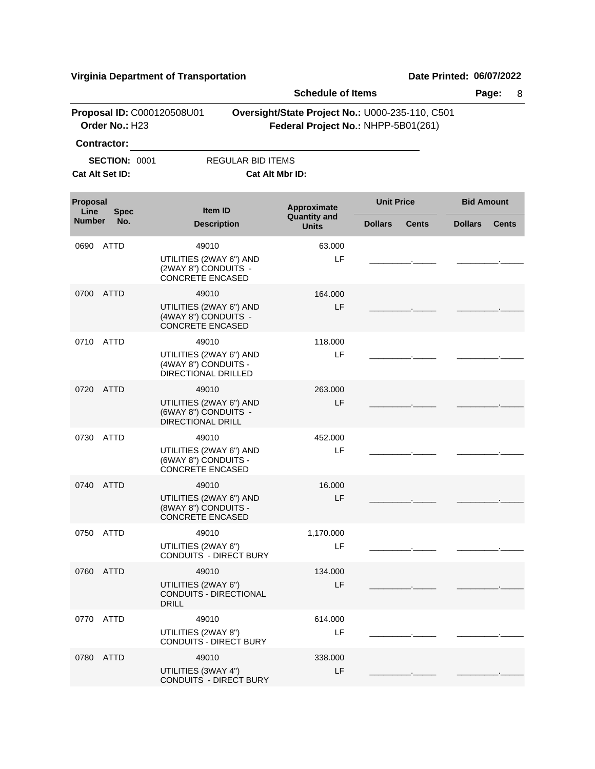**Virginia Department of Transportation** | **Date Printed: 06/07/2022**

**Schedule of Items**

**Proposal ID:** C000120508U01 | **Oversight/State Project No.:** U000-235-110, C501
**Order No.:** H23 | **Federal Project No.:** NHPP-5B01(261)

**Contractor:** ______________________________

**SECTION:** 0001 REGULAR BID ITEMS

**Cat Alt Set ID:** **Cat Alt Mbr ID:**

| Proposal Line Number | Spec No. | Item ID / Description | Approximate Quantity and Units | Unit Price Dollars | Unit Price Cents | Bid Amount Dollars | Bid Amount Cents |
|---|---|---|---|---|---|---|---|
| 0690 | ATTD | 49010<br>UTILITIES (2WAY 6") AND (2WAY 8") CONDUITS - CONCRETE ENCASED | 63.000<br>LF | | | | |
| 0700 | ATTD | 49010<br>UTILITIES (2WAY 6") AND (4WAY 8") CONDUITS - CONCRETE ENCASED | 164.000<br>LF | | | | |
| 0710 | ATTD | 49010<br>UTILITIES (2WAY 6") AND (4WAY 8") CONDUITS - DIRECTIONAL DRILLED | 118.000<br>LF | | | | |
| 0720 | ATTD | 49010<br>UTILITIES (2WAY 6") AND (6WAY 8") CONDUITS - DIRECTIONAL DRILL | 263.000<br>LF | | | | |
| 0730 | ATTD | 49010<br>UTILITIES (2WAY 6") AND (6WAY 8") CONDUITS - CONCRETE ENCASED | 452.000<br>LF | | | | |
| 0740 | ATTD | 49010<br>UTILITIES (2WAY 6") AND (8WAY 8") CONDUITS - CONCRETE ENCASED | 16.000<br>LF | | | | |
| 0750 | ATTD | 49010<br>UTILITIES (2WAY 6") CONDUITS - DIRECT BURY | 1,170.000<br>LF | | | | |
| 0760 | ATTD | 49010<br>UTILITIES (2WAY 6") CONDUITS - DIRECTIONAL DRILL | 134.000<br>LF | | | | |
| 0770 | ATTD | 49010<br>UTILITIES (2WAY 8") CONDUITS - DIRECT BURY | 614.000<br>LF | | | | |
| 0780 | ATTD | 49010<br>UTILITIES (3WAY 4") CONDUITS - DIRECT BURY | 338.000<br>LF | | | | |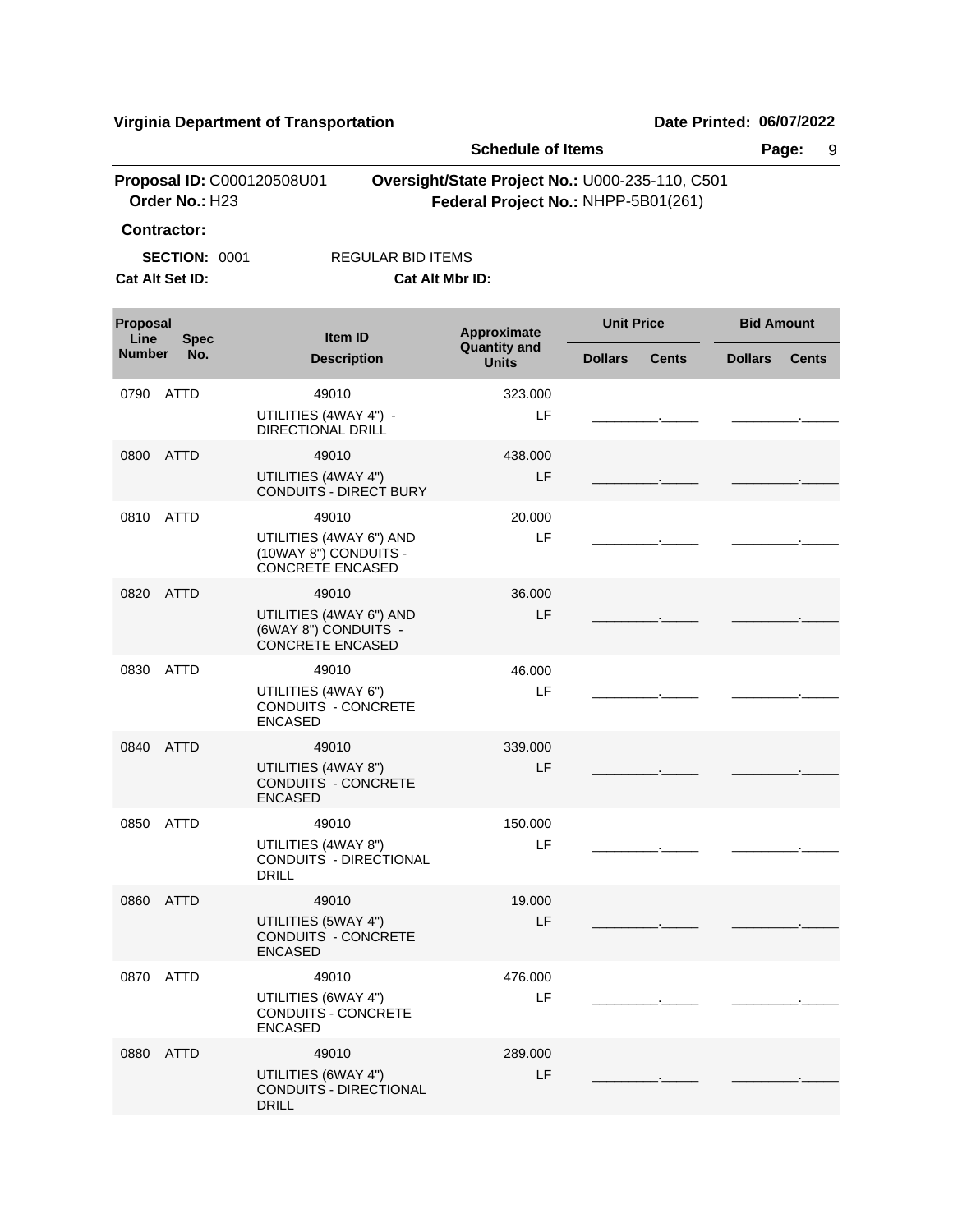**Virginia Department of Transportation** **Date Printed: 06/07/2022**

**Schedule of Items**

**Proposal ID:** C000120508U01 **Oversight/State Project No.:** U000-235-110, C501
**Order No.:** H23 **Federal Project No.:** NHPP-5B01(261)

**Contractor:** ____________________

**SECTION:** 0001 REGULAR BID ITEMS
**Cat Alt Set ID:** **Cat Alt Mbr ID:**

| Proposal Line Number | Spec No. | Item ID / Description | Approximate Quantity and Units | Unit Price Dollars | Unit Price Cents | Bid Amount Dollars | Bid Amount Cents |
|---|---|---|---|---|---|---|---|
| 0790 | ATTD | 49010 UTILITIES (4WAY 4") - DIRECTIONAL DRILL | 323.000 LF | | | | |
| 0800 | ATTD | 49010 UTILITIES (4WAY 4") CONDUITS - DIRECT BURY | 438.000 LF | | | | |
| 0810 | ATTD | 49010 UTILITIES (4WAY 6") AND (10WAY 8") CONDUITS - CONCRETE ENCASED | 20.000 LF | | | | |
| 0820 | ATTD | 49010 UTILITIES (4WAY 6") AND (6WAY 8") CONDUITS - CONCRETE ENCASED | 36.000 LF | | | | |
| 0830 | ATTD | 49010 UTILITIES (4WAY 6") CONDUITS - CONCRETE ENCASED | 46.000 LF | | | | |
| 0840 | ATTD | 49010 UTILITIES (4WAY 8") CONDUITS - CONCRETE ENCASED | 339.000 LF | | | | |
| 0850 | ATTD | 49010 UTILITIES (4WAY 8") CONDUITS - DIRECTIONAL DRILL | 150.000 LF | | | | |
| 0860 | ATTD | 49010 UTILITIES (5WAY 4") CONDUITS - CONCRETE ENCASED | 19.000 LF | | | | |
| 0870 | ATTD | 49010 UTILITIES (6WAY 4") CONDUITS - CONCRETE ENCASED | 476.000 LF | | | | |
| 0880 | ATTD | 49010 UTILITIES (6WAY 4") CONDUITS - DIRECTIONAL DRILL | 289.000 LF | | | | |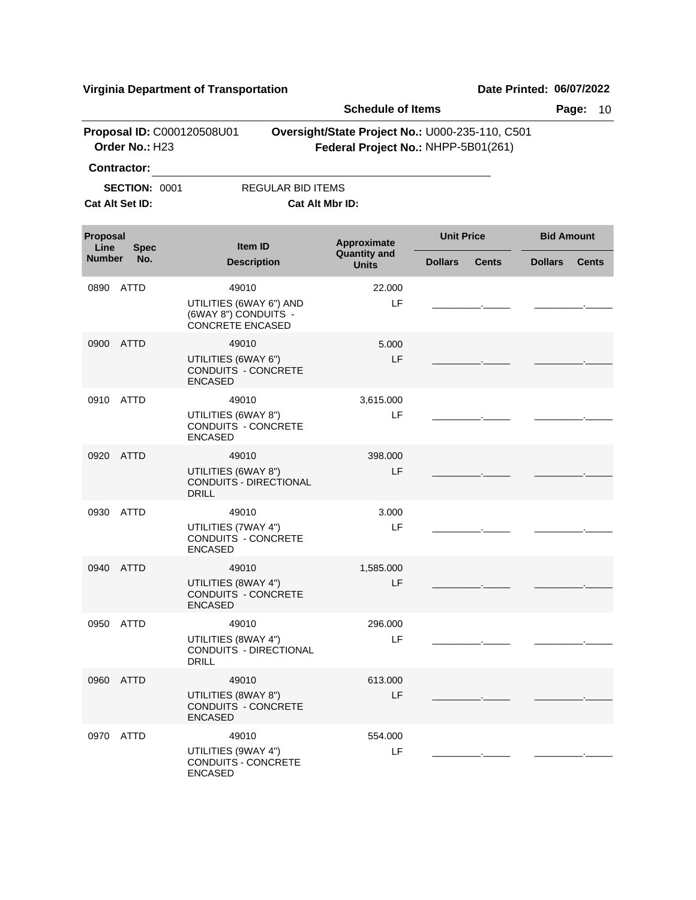**Virginia Department of Transportation** **Date Printed: 06/07/2022**

**Schedule of Items**

**Proposal ID:** C000120508U01 **Oversight/State Project No.:** U000-235-110, C501
**Order No.:** H23 **Federal Project No.:** NHPP-5B01(261)

**Contractor:** ______________________________

**SECTION:** 0001 REGULAR BID ITEMS

**Cat Alt Set ID:** **Cat Alt Mbr ID:**

| Proposal Line Number | Spec No. | Item ID / Description | Approximate Quantity and Units | Unit Price Dollars | Unit Price Cents | Bid Amount Dollars | Bid Amount Cents |
|---|---|---|---|---|---|---|---|
| 0890 | ATTD | 49010<br>UTILITIES (6WAY 6") AND (6WAY 8") CONDUITS - CONCRETE ENCASED | 22.000<br>LF | _________ | _____ | _________ | _____ |
| 0900 | ATTD | 49010<br>UTILITIES (6WAY 6") CONDUITS - CONCRETE ENCASED | 5.000<br>LF | _________ | _____ | _________ | _____ |
| 0910 | ATTD | 49010<br>UTILITIES (6WAY 8") CONDUITS - CONCRETE ENCASED | 3,615.000<br>LF | _________ | _____ | _________ | _____ |
| 0920 | ATTD | 49010<br>UTILITIES (6WAY 8") CONDUITS - DIRECTIONAL DRILL | 398.000<br>LF | _________ | _____ | _________ | _____ |
| 0930 | ATTD | 49010<br>UTILITIES (7WAY 4") CONDUITS - CONCRETE ENCASED | 3.000<br>LF | _________ | _____ | _________ | _____ |
| 0940 | ATTD | 49010<br>UTILITIES (8WAY 4") CONDUITS - CONCRETE ENCASED | 1,585.000<br>LF | _________ | _____ | _________ | _____ |
| 0950 | ATTD | 49010<br>UTILITIES (8WAY 4") CONDUITS - DIRECTIONAL DRILL | 296.000<br>LF | _________ | _____ | _________ | _____ |
| 0960 | ATTD | 49010<br>UTILITIES (8WAY 8") CONDUITS - CONCRETE ENCASED | 613.000<br>LF | _________ | _____ | _________ | _____ |
| 0970 | ATTD | 49010<br>UTILITIES (9WAY 4") CONDUITS - CONCRETE ENCASED | 554.000<br>LF | _________ | _____ | _________ | _____ |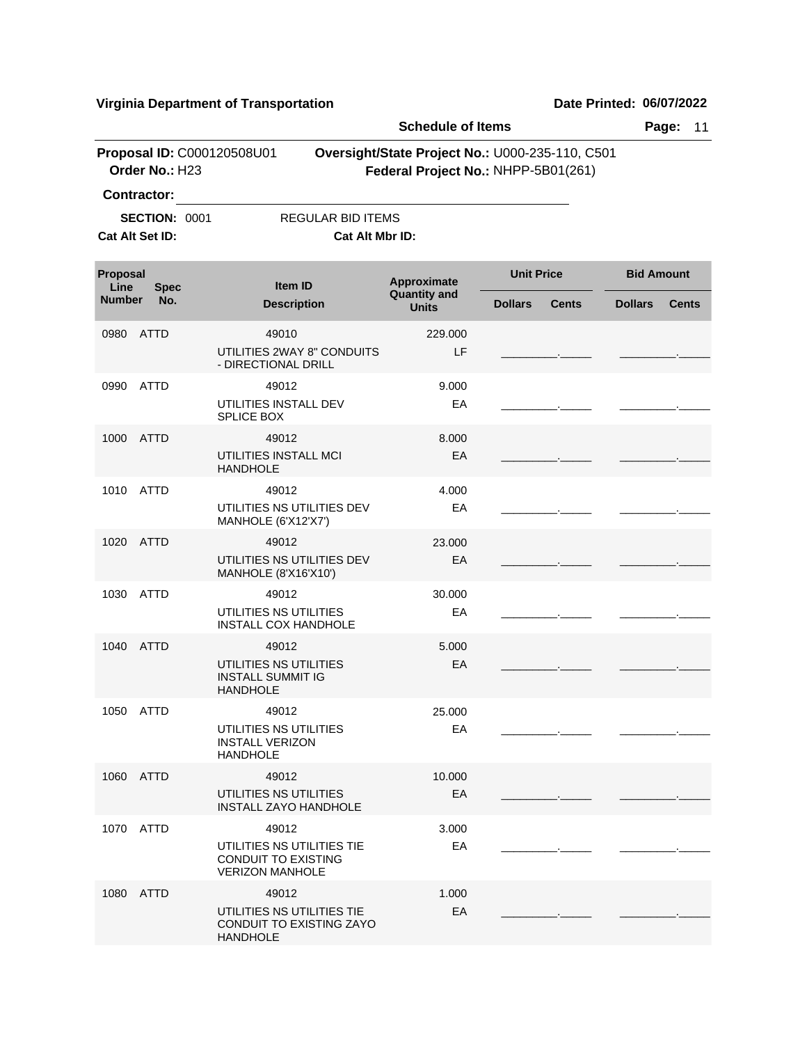**Virginia Department of Transportation** **Date Printed: 06/07/2022**

**Schedule of Items**

**Proposal ID:** C000120508U01 **Oversight/State Project No.:** U000-235-110, C501
**Order No.:** H23 **Federal Project No.:** NHPP-5B01(261)

**Contractor:** ______________________________

**SECTION:** 0001 REGULAR BID ITEMS

**Cat Alt Set ID:** **Cat Alt Mbr ID:**

| Proposal Line Number | Spec No. | Item ID / Description | Approximate Quantity and Units | Unit Price Dollars | Unit Price Cents | Bid Amount Dollars | Bid Amount Cents |
|---|---|---|---|---|---|---|---|
| 0980 | ATTD | 49010<br>UTILITIES 2WAY 8" CONDUITS - DIRECTIONAL DRILL | 229.000<br>LF | _________ | _____ | _________ | _____ |
| 0990 | ATTD | 49012<br>UTILITIES INSTALL DEV SPLICE BOX | 9.000<br>EA | _________ | _____ | _________ | _____ |
| 1000 | ATTD | 49012<br>UTILITIES INSTALL MCI HANDHOLE | 8.000<br>EA | _________ | _____ | _________ | _____ |
| 1010 | ATTD | 49012<br>UTILITIES NS UTILITIES DEV MANHOLE (6'X12'X7') | 4.000<br>EA | _________ | _____ | _________ | _____ |
| 1020 | ATTD | 49012<br>UTILITIES NS UTILITIES DEV MANHOLE (8'X16'X10') | 23.000<br>EA | _________ | _____ | _________ | _____ |
| 1030 | ATTD | 49012<br>UTILITIES NS UTILITIES INSTALL COX HANDHOLE | 30.000<br>EA | _________ | _____ | _________ | _____ |
| 1040 | ATTD | 49012<br>UTILITIES NS UTILITIES INSTALL SUMMIT IG HANDHOLE | 5.000<br>EA | _________ | _____ | _________ | _____ |
| 1050 | ATTD | 49012<br>UTILITIES NS UTILITIES INSTALL VERIZON HANDHOLE | 25.000<br>EA | _________ | _____ | _________ | _____ |
| 1060 | ATTD | 49012<br>UTILITIES NS UTILITIES INSTALL ZAYO HANDHOLE | 10.000<br>EA | _________ | _____ | _________ | _____ |
| 1070 | ATTD | 49012<br>UTILITIES NS UTILITIES TIE CONDUIT TO EXISTING VERIZON MANHOLE | 3.000<br>EA | _________ | _____ | _________ | _____ |
| 1080 | ATTD | 49012<br>UTILITIES NS UTILITIES TIE CONDUIT TO EXISTING ZAYO HANDHOLE | 1.000<br>EA | _________ | _____ | _________ | _____ |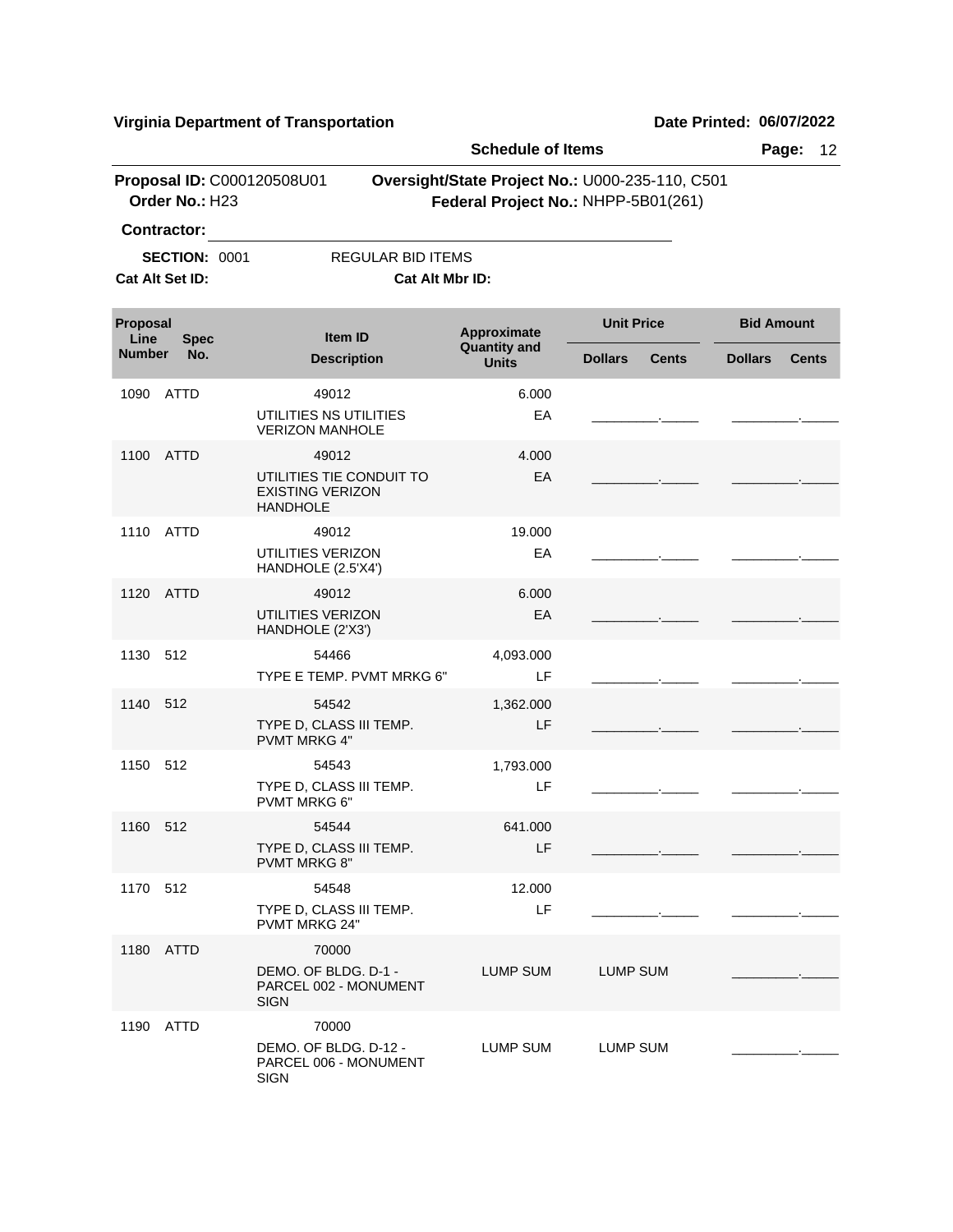**Virginia Department of Transportation** | **Date Printed: 06/07/2022**

**Schedule of Items**

**Proposal ID:** C000120508U01 **Oversight/State Project No.:** U000-235-110, C501
**Order No.:** H23 **Federal Project No.:** NHPP-5B01(261)

**Contractor:** ____________________

**SECTION:** 0001 REGULAR BID ITEMS

**Cat Alt Set ID:** **Cat Alt Mbr ID:**

| Proposal Line Number | Spec No. | Item ID / Description | Approximate Quantity and Units | Unit Price Dollars | Unit Price Cents | Bid Amount Dollars | Bid Amount Cents |
|---|---|---|---|---|---|---|---|
| 1090 | ATTD | 49012 UTILITIES NS UTILITIES VERIZON MANHOLE | 6.000 EA | _________ | _____ | _________ | _____ |
| 1100 | ATTD | 49012 UTILITIES TIE CONDUIT TO EXISTING VERIZON HANDHOLE | 4.000 EA | _________ | _____ | _________ | _____ |
| 1110 | ATTD | 49012 UTILITIES VERIZON HANDHOLE (2.5'X4') | 19.000 EA | _________ | _____ | _________ | _____ |
| 1120 | ATTD | 49012 UTILITIES VERIZON HANDHOLE (2'X3') | 6.000 EA | _________ | _____ | _________ | _____ |
| 1130 | 512 | 54466 TYPE E TEMP. PVMT MRKG 6" | 4,093.000 LF | _________ | _____ | _________ | _____ |
| 1140 | 512 | 54542 TYPE D, CLASS III TEMP. PVMT MRKG 4" | 1,362.000 LF | _________ | _____ | _________ | _____ |
| 1150 | 512 | 54543 TYPE D, CLASS III TEMP. PVMT MRKG 6" | 1,793.000 LF | _________ | _____ | _________ | _____ |
| 1160 | 512 | 54544 TYPE D, CLASS III TEMP. PVMT MRKG 8" | 641.000 LF | _________ | _____ | _________ | _____ |
| 1170 | 512 | 54548 TYPE D, CLASS III TEMP. PVMT MRKG 24" | 12.000 LF | _________ | _____ | _________ | _____ |
| 1180 | ATTD | 70000 DEMO. OF BLDG. D-1 - PARCEL 002 - MONUMENT SIGN | LUMP SUM | LUMP SUM | | _________ | _____ |
| 1190 | ATTD | 70000 DEMO. OF BLDG. D-12 - PARCEL 006 - MONUMENT SIGN | LUMP SUM | LUMP SUM | | _________ | _____ |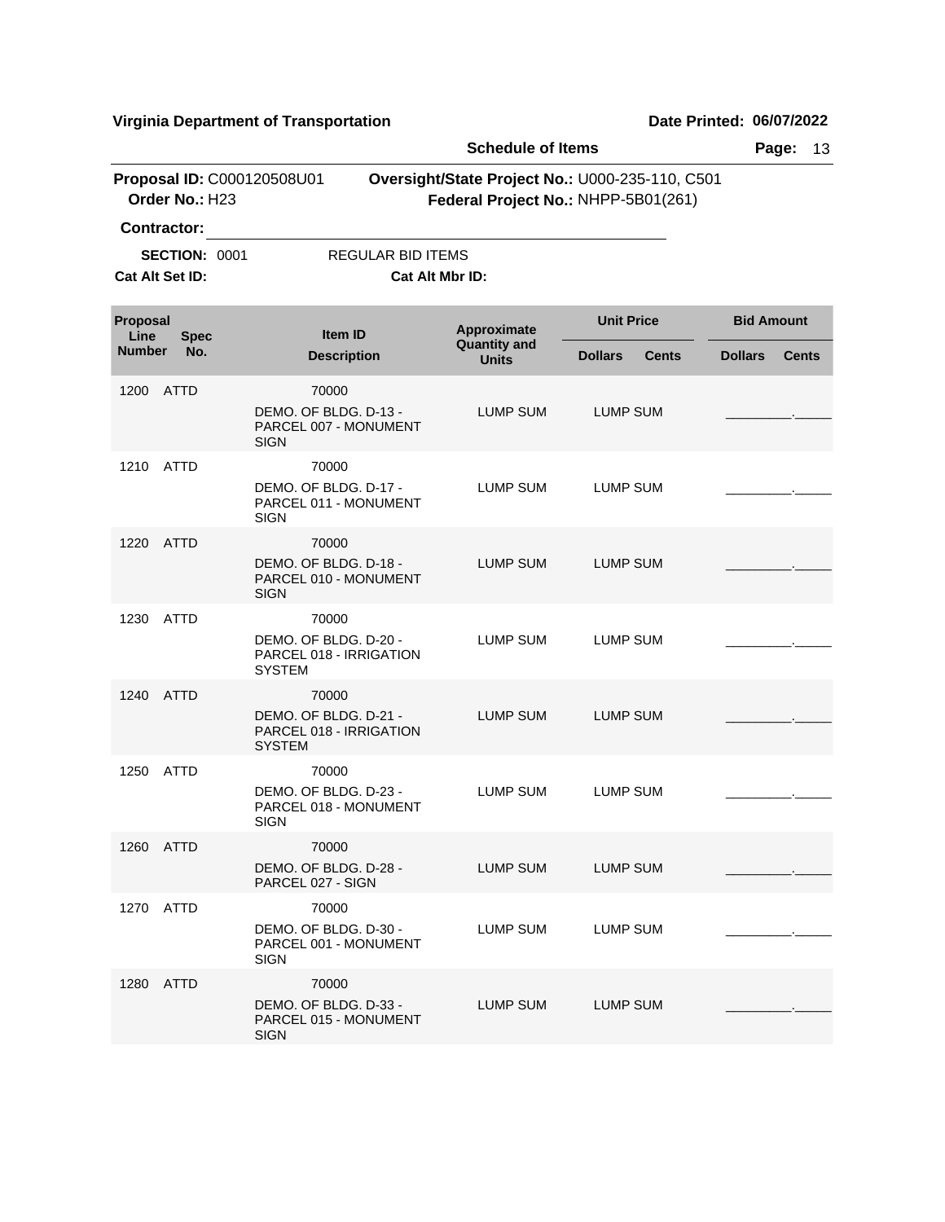**Virginia Department of Transportation** — **Date Printed: 06/07/2022**

**Schedule of Items**

**Proposal ID:** C000120508U01 **Oversight/State Project No.:** U000-235-110, C501
**Order No.:** H23 **Federal Project No.:** NHPP-5B01(261)

**Contractor:** ______________________________

**SECTION:** 0001 REGULAR BID ITEMS

**Cat Alt Set ID:** **Cat Alt Mbr ID:**

| Proposal Line Number | Spec No. | Item ID / Description | Approximate Quantity and Units | Unit Price Dollars | Unit Price Cents | Bid Amount Dollars | Bid Amount Cents |
|---|---|---|---|---|---|---|---|
| 1200 | ATTD | 70000 DEMO. OF BLDG. D-13 - PARCEL 007 - MONUMENT SIGN | LUMP SUM | LUMP SUM | | _________ | _____ |
| 1210 | ATTD | 70000 DEMO. OF BLDG. D-17 - PARCEL 011 - MONUMENT SIGN | LUMP SUM | LUMP SUM | | _________ | _____ |
| 1220 | ATTD | 70000 DEMO. OF BLDG. D-18 - PARCEL 010 - MONUMENT SIGN | LUMP SUM | LUMP SUM | | _________ | _____ |
| 1230 | ATTD | 70000 DEMO. OF BLDG. D-20 - PARCEL 018 - IRRIGATION SYSTEM | LUMP SUM | LUMP SUM | | _________ | _____ |
| 1240 | ATTD | 70000 DEMO. OF BLDG. D-21 - PARCEL 018 - IRRIGATION SYSTEM | LUMP SUM | LUMP SUM | | _________ | _____ |
| 1250 | ATTD | 70000 DEMO. OF BLDG. D-23 - PARCEL 018 - MONUMENT SIGN | LUMP SUM | LUMP SUM | | _________ | _____ |
| 1260 | ATTD | 70000 DEMO. OF BLDG. D-28 - PARCEL 027 - SIGN | LUMP SUM | LUMP SUM | | _________ | _____ |
| 1270 | ATTD | 70000 DEMO. OF BLDG. D-30 - PARCEL 001 - MONUMENT SIGN | LUMP SUM | LUMP SUM | | _________ | _____ |
| 1280 | ATTD | 70000 DEMO. OF BLDG. D-33 - PARCEL 015 - MONUMENT SIGN | LUMP SUM | LUMP SUM | | _________ | _____ |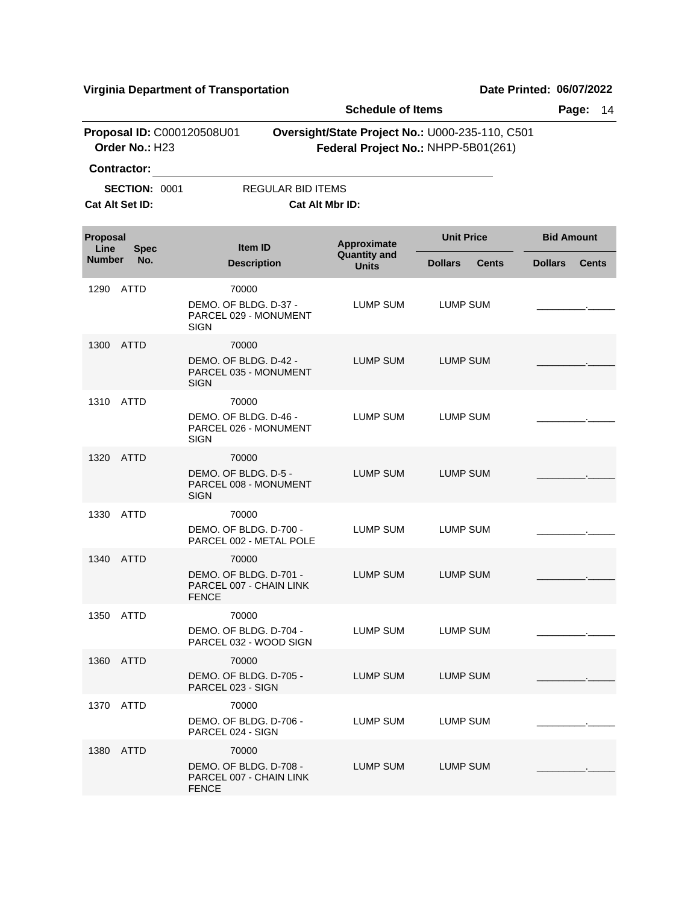**Virginia Department of Transportation** **Date Printed: 06/07/2022**

**Schedule of Items**

**Proposal ID:** C000120508U01 **Oversight/State Project No.:** U000-235-110, C501
**Order No.:** H23 **Federal Project No.:** NHPP-5B01(261)

**Contractor:** ______________________________

**SECTION:** 0001 REGULAR BID ITEMS

**Cat Alt Set ID:** **Cat Alt Mbr ID:**

| Proposal Line Number | Spec No. | Item ID / Description | Approximate Quantity and Units | Unit Price Dollars | Unit Price Cents | Bid Amount Dollars | Bid Amount Cents |
|---|---|---|---|---|---|---|---|
| 1290 | ATTD | 70000<br>DEMO. OF BLDG. D-37 - PARCEL 029 - MONUMENT SIGN | LUMP SUM | LUMP SUM | | _________ | _____ |
| 1300 | ATTD | 70000<br>DEMO. OF BLDG. D-42 - PARCEL 035 - MONUMENT SIGN | LUMP SUM | LUMP SUM | | _________ | _____ |
| 1310 | ATTD | 70000<br>DEMO. OF BLDG. D-46 - PARCEL 026 - MONUMENT SIGN | LUMP SUM | LUMP SUM | | _________ | _____ |
| 1320 | ATTD | 70000<br>DEMO. OF BLDG. D-5 - PARCEL 008 - MONUMENT SIGN | LUMP SUM | LUMP SUM | | _________ | _____ |
| 1330 | ATTD | 70000<br>DEMO. OF BLDG. D-700 - PARCEL 002 - METAL POLE | LUMP SUM | LUMP SUM | | _________ | _____ |
| 1340 | ATTD | 70000<br>DEMO. OF BLDG. D-701 - PARCEL 007 - CHAIN LINK FENCE | LUMP SUM | LUMP SUM | | _________ | _____ |
| 1350 | ATTD | 70000<br>DEMO. OF BLDG. D-704 - PARCEL 032 - WOOD SIGN | LUMP SUM | LUMP SUM | | _________ | _____ |
| 1360 | ATTD | 70000<br>DEMO. OF BLDG. D-705 - PARCEL 023 - SIGN | LUMP SUM | LUMP SUM | | _________ | _____ |
| 1370 | ATTD | 70000<br>DEMO. OF BLDG. D-706 - PARCEL 024 - SIGN | LUMP SUM | LUMP SUM | | _________ | _____ |
| 1380 | ATTD | 70000<br>DEMO. OF BLDG. D-708 - PARCEL 007 - CHAIN LINK FENCE | LUMP SUM | LUMP SUM | | _________ | _____ |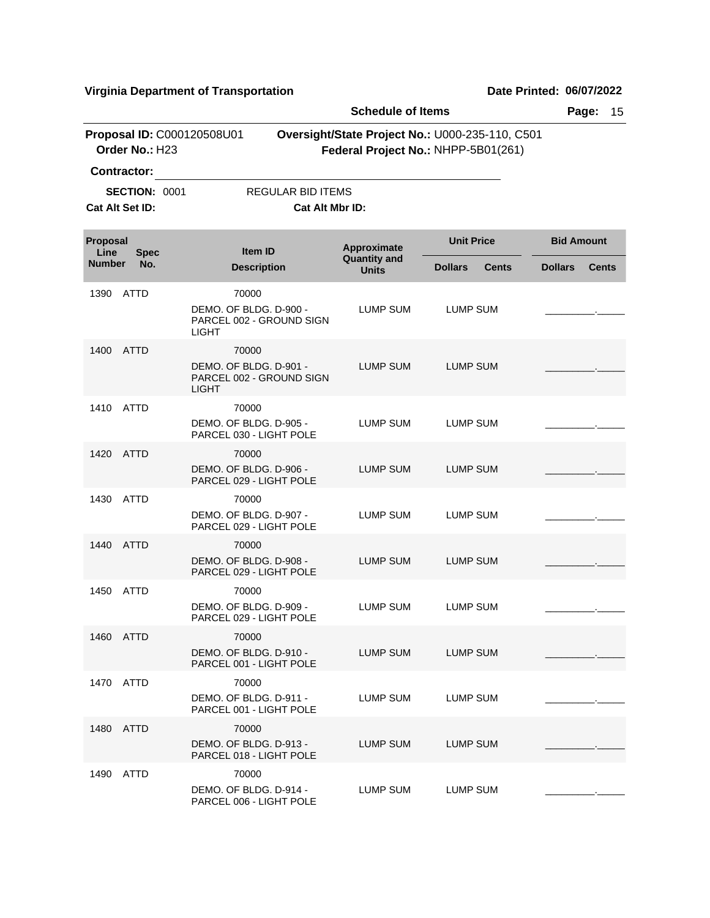**Virginia Department of Transportation** | **Date Printed: 06/07/2022**

**Schedule of Items** | **Page:** 15

**Proposal ID:** C000120508U01 | **Oversight/State Project No.:** U000-235-110, C501
**Order No.:** H23 | **Federal Project No.:** NHPP-5B01(261)

**Contractor:** ______________________________

**SECTION:** 0001 REGULAR BID ITEMS

**Cat Alt Set ID:** **Cat Alt Mbr ID:**

| Proposal Line Number | Spec No. | Item ID / Description | Approximate Quantity and Units | Unit Price Dollars | Unit Price Cents | Bid Amount Dollars | Bid Amount Cents |
|---|---|---|---|---|---|---|---|
| 1390 | ATTD | 70000<br>DEMO. OF BLDG. D-900 - PARCEL 002 - GROUND SIGN LIGHT | LUMP SUM | LUMP SUM | | _________ | _____ |
| 1400 | ATTD | 70000<br>DEMO. OF BLDG. D-901 - PARCEL 002 - GROUND SIGN LIGHT | LUMP SUM | LUMP SUM | | _________ | _____ |
| 1410 | ATTD | 70000<br>DEMO. OF BLDG. D-905 - PARCEL 030 - LIGHT POLE | LUMP SUM | LUMP SUM | | _________ | _____ |
| 1420 | ATTD | 70000<br>DEMO. OF BLDG. D-906 - PARCEL 029 - LIGHT POLE | LUMP SUM | LUMP SUM | | _________ | _____ |
| 1430 | ATTD | 70000<br>DEMO. OF BLDG. D-907 - PARCEL 029 - LIGHT POLE | LUMP SUM | LUMP SUM | | _________ | _____ |
| 1440 | ATTD | 70000<br>DEMO. OF BLDG. D-908 - PARCEL 029 - LIGHT POLE | LUMP SUM | LUMP SUM | | _________ | _____ |
| 1450 | ATTD | 70000<br>DEMO. OF BLDG. D-909 - PARCEL 029 - LIGHT POLE | LUMP SUM | LUMP SUM | | _________ | _____ |
| 1460 | ATTD | 70000<br>DEMO. OF BLDG. D-910 - PARCEL 001 - LIGHT POLE | LUMP SUM | LUMP SUM | | _________ | _____ |
| 1470 | ATTD | 70000<br>DEMO. OF BLDG. D-911 - PARCEL 001 - LIGHT POLE | LUMP SUM | LUMP SUM | | _________ | _____ |
| 1480 | ATTD | 70000<br>DEMO. OF BLDG. D-913 - PARCEL 018 - LIGHT POLE | LUMP SUM | LUMP SUM | | _________ | _____ |
| 1490 | ATTD | 70000<br>DEMO. OF BLDG. D-914 - PARCEL 006 - LIGHT POLE | LUMP SUM | LUMP SUM | | _________ | _____ |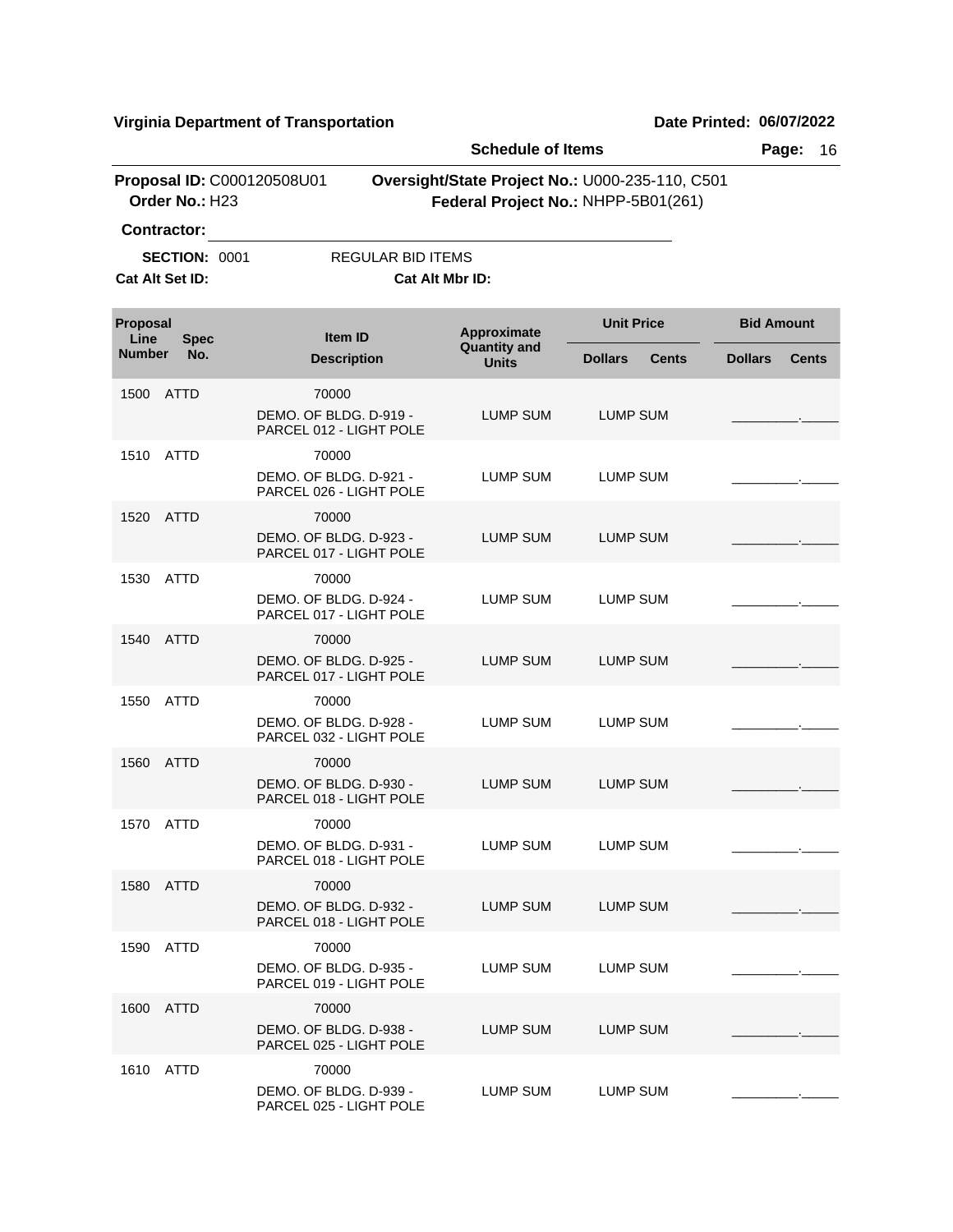**Virginia Department of Transportation** **Date Printed: 06/07/2022**

**Schedule of Items**

**Proposal ID:** C000120508U01 **Oversight/State Project No.:** U000-235-110, C501
**Order No.:** H23 **Federal Project No.:** NHPP-5B01(261)

**Contractor:** ______________________________

**SECTION:** 0001 REGULAR BID ITEMS
**Cat Alt Set ID:** **Cat Alt Mbr ID:**

| Proposal Line Number | Spec No. | Item ID / Description | Approximate Quantity and Units | Unit Price Dollars | Unit Price Cents | Bid Amount Dollars | Bid Amount Cents |
|---|---|---|---|---|---|---|---|
| 1500 | ATTD | 70000 DEMO. OF BLDG. D-919 - PARCEL 012 - LIGHT POLE | LUMP SUM | LUMP SUM | | ________ | _____ |
| 1510 | ATTD | 70000 DEMO. OF BLDG. D-921 - PARCEL 026 - LIGHT POLE | LUMP SUM | LUMP SUM | | ________ | _____ |
| 1520 | ATTD | 70000 DEMO. OF BLDG. D-923 - PARCEL 017 - LIGHT POLE | LUMP SUM | LUMP SUM | | ________ | _____ |
| 1530 | ATTD | 70000 DEMO. OF BLDG. D-924 - PARCEL 017 - LIGHT POLE | LUMP SUM | LUMP SUM | | ________ | _____ |
| 1540 | ATTD | 70000 DEMO. OF BLDG. D-925 - PARCEL 017 - LIGHT POLE | LUMP SUM | LUMP SUM | | ________ | _____ |
| 1550 | ATTD | 70000 DEMO. OF BLDG. D-928 - PARCEL 032 - LIGHT POLE | LUMP SUM | LUMP SUM | | ________ | _____ |
| 1560 | ATTD | 70000 DEMO. OF BLDG. D-930 - PARCEL 018 - LIGHT POLE | LUMP SUM | LUMP SUM | | ________ | _____ |
| 1570 | ATTD | 70000 DEMO. OF BLDG. D-931 - PARCEL 018 - LIGHT POLE | LUMP SUM | LUMP SUM | | ________ | _____ |
| 1580 | ATTD | 70000 DEMO. OF BLDG. D-932 - PARCEL 018 - LIGHT POLE | LUMP SUM | LUMP SUM | | ________ | _____ |
| 1590 | ATTD | 70000 DEMO. OF BLDG. D-935 - PARCEL 019 - LIGHT POLE | LUMP SUM | LUMP SUM | | ________ | _____ |
| 1600 | ATTD | 70000 DEMO. OF BLDG. D-938 - PARCEL 025 - LIGHT POLE | LUMP SUM | LUMP SUM | | ________ | _____ |
| 1610 | ATTD | 70000 DEMO. OF BLDG. D-939 - PARCEL 025 - LIGHT POLE | LUMP SUM | LUMP SUM | | ________ | _____ |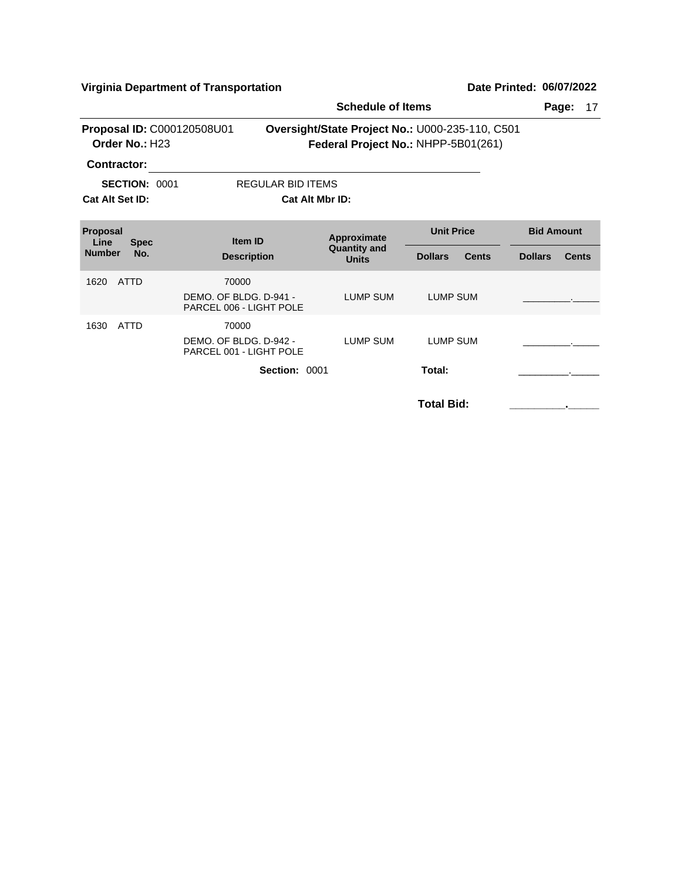**Virginia Department of Transportation** | **Date Printed: 06/07/2022**

**Schedule of Items**

**Proposal ID:** C000120508U01 **Oversight/State Project No.:** U000-235-110, C501
**Order No.:** H23 **Federal Project No.:** NHPP-5B01(261)

**Contractor:** ____________________

**SECTION:** 0001 REGULAR BID ITEMS

**Cat Alt Set ID:** **Cat Alt Mbr ID:**

| Proposal Line Number | Spec No. | Item ID / Description | Approximate Quantity and Units | Unit Price Dollars | Unit Price Cents | Bid Amount Dollars | Bid Amount Cents |
|---|---|---|---|---|---|---|---|
| 1620 | ATTD | 70000<br>DEMO. OF BLDG. D-941 - PARCEL 006 - LIGHT POLE | LUMP SUM | LUMP SUM | | _________ | _____ |
| 1630 | ATTD | 70000<br>DEMO. OF BLDG. D-942 - PARCEL 001 - LIGHT POLE | LUMP SUM | LUMP SUM | | _________ | _____ |
| | | **Section:** 0001 | | **Total:** | | _________ | _____ |

**Total Bid:** _________._____